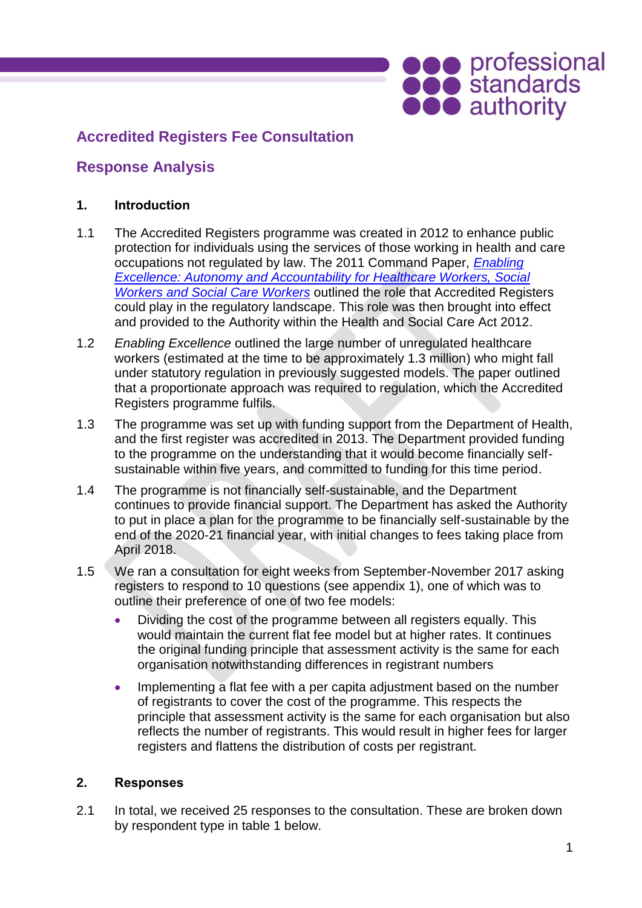# Accredited Registers Fee Consultation

## Response Analysis

### 1. Introduction

1.1 The Accredited Registers programme was created in 2012 to enhance public protection for individuals using the services of those working in health and care occupations not regulated by law. The 2011 Command Paper, [*Enabling Excellence: Autonomy and Accountability for Healthcare Workers, Social Workers and Social Care Workers*] outlined the role that Accredited Registers could play in the regulatory landscape. This role was then brought into effect and provided to the Authority within the Health and Social Care Act 2012.

1.2 *Enabling Excellence* outlined the large number of unregulated healthcare workers (estimated at the time to be approximately 1.3 million) who might fall under statutory regulation in previously suggested models. The paper outlined that a proportionate approach was required to regulation, which the Accredited Registers programme fulfils.

1.3 The programme was set up with funding support from the Department of Health, and the first register was accredited in 2013. The Department provided funding to the programme on the understanding that it would become financially self-sustainable within five years, and committed to funding for this time period.

1.4 The programme is not financially self-sustainable, and the Department continues to provide financial support. The Department has asked the Authority to put in place a plan for the programme to be financially self-sustainable by the end of the 2020-21 financial year, with initial changes to fees taking place from April 2018.

1.5 We ran a consultation for eight weeks from September-November 2017 asking registers to respond to 10 questions (see appendix 1), one of which was to outline their preference of one of two fee models:

- Dividing the cost of the programme between all registers equally. This would maintain the current flat fee model but at higher rates. It continues the original funding principle that assessment activity is the same for each organisation notwithstanding differences in registrant numbers
- Implementing a flat fee with a per capita adjustment based on the number of registrants to cover the cost of the programme. This respects the principle that assessment activity is the same for each organisation but also reflects the number of registrants. This would result in higher fees for larger registers and flattens the distribution of costs per registrant.

### 2. Responses

2.1 In total, we received 25 responses to the consultation. These are broken down by respondent type in table 1 below.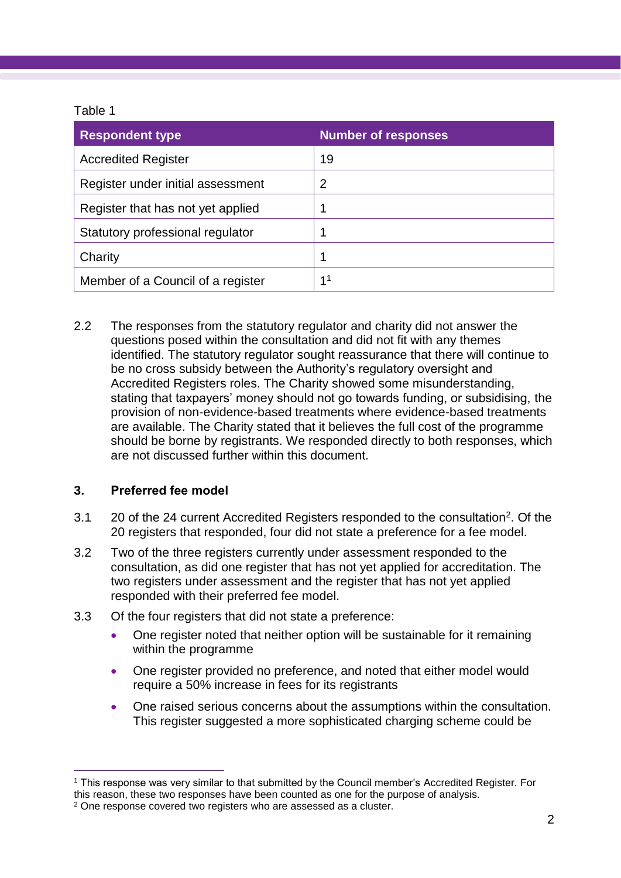Table 1

| Respondent type | Number of responses |
|---|---|
| Accredited Register | 19 |
| Register under initial assessment | 2 |
| Register that has not yet applied | 1 |
| Statutory professional regulator | 1 |
| Charity | 1 |
| Member of a Council of a register | 1[1] |

2.2 The responses from the statutory regulator and charity did not answer the questions posed within the consultation and did not fit with any themes identified. The statutory regulator sought reassurance that there will continue to be no cross subsidy between the Authority's regulatory oversight and Accredited Registers roles. The Charity showed some misunderstanding, stating that taxpayers' money should not go towards funding, or subsidising, the provision of non-evidence-based treatments where evidence-based treatments are available. The Charity stated that it believes the full cost of the programme should be borne by registrants. We responded directly to both responses, which are not discussed further within this document.

## 3. Preferred fee model

3.1 20 of the 24 current Accredited Registers responded to the consultation[2]. Of the 20 registers that responded, four did not state a preference for a fee model.

3.2 Two of the three registers currently under assessment responded to the consultation, as did one register that has not yet applied for accreditation. The two registers under assessment and the register that has not yet applied responded with their preferred fee model.

3.3 Of the four registers that did not state a preference:

- One register noted that neither option will be sustainable for it remaining within the programme
- One register provided no preference, and noted that either model would require a 50% increase in fees for its registrants
- One raised serious concerns about the assumptions within the consultation. This register suggested a more sophisticated charging scheme could be

---

[1] This response was very similar to that submitted by the Council member's Accredited Register. For this reason, these two responses have been counted as one for the purpose of analysis.

[2] One response covered two registers who are assessed as a cluster.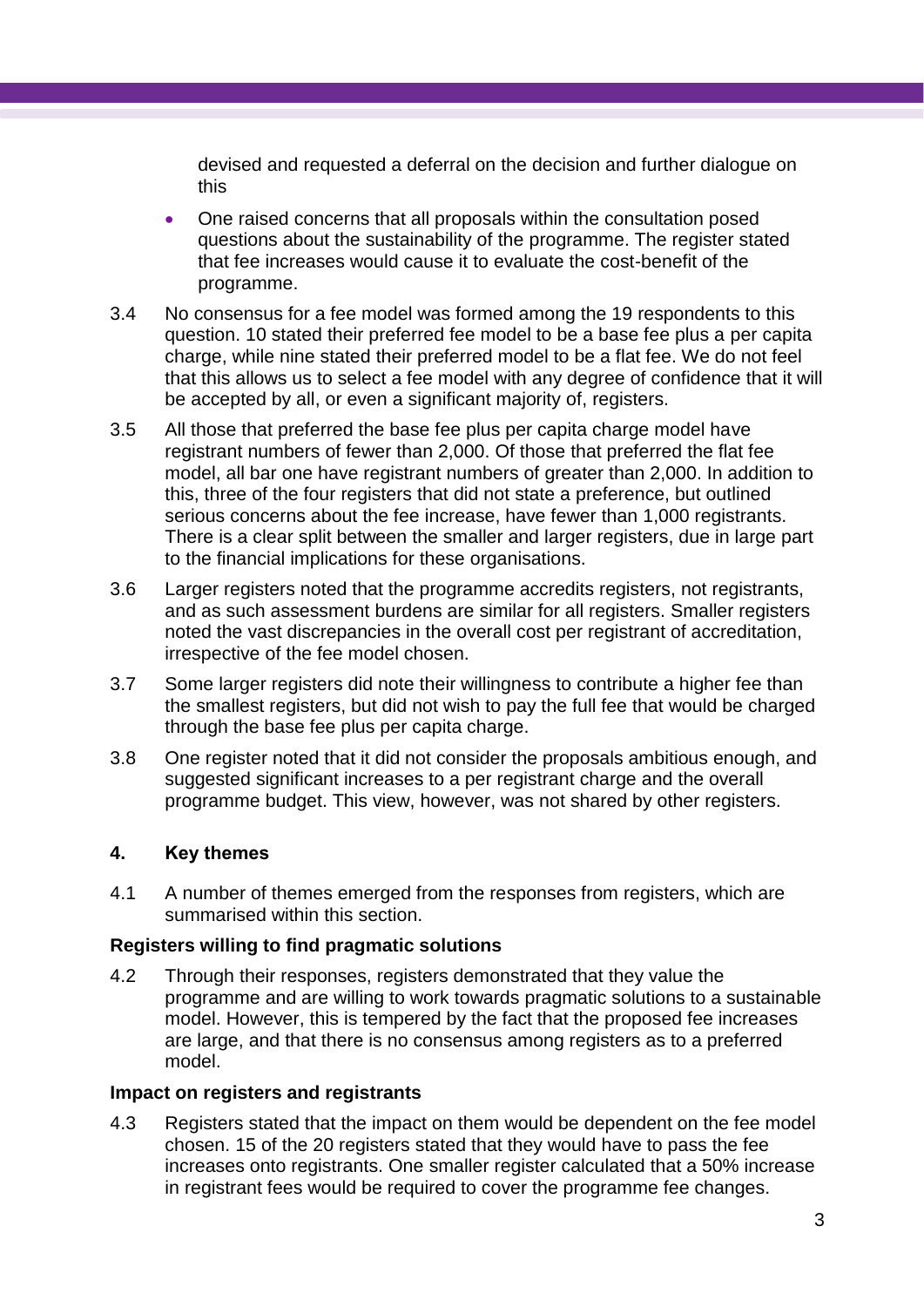devised and requested a deferral on the decision and further dialogue on this

- One raised concerns that all proposals within the consultation posed questions about the sustainability of the programme. The register stated that fee increases would cause it to evaluate the cost-benefit of the programme.

3.4 No consensus for a fee model was formed among the 19 respondents to this question. 10 stated their preferred fee model to be a base fee plus a per capita charge, while nine stated their preferred model to be a flat fee. We do not feel that this allows us to select a fee model with any degree of confidence that it will be accepted by all, or even a significant majority of, registers.

3.5 All those that preferred the base fee plus per capita charge model have registrant numbers of fewer than 2,000. Of those that preferred the flat fee model, all bar one have registrant numbers of greater than 2,000. In addition to this, three of the four registers that did not state a preference, but outlined serious concerns about the fee increase, have fewer than 1,000 registrants. There is a clear split between the smaller and larger registers, due in large part to the financial implications for these organisations.

3.6 Larger registers noted that the programme accredits registers, not registrants, and as such assessment burdens are similar for all registers. Smaller registers noted the vast discrepancies in the overall cost per registrant of accreditation, irrespective of the fee model chosen.

3.7 Some larger registers did note their willingness to contribute a higher fee than the smallest registers, but did not wish to pay the full fee that would be charged through the base fee plus per capita charge.

3.8 One register noted that it did not consider the proposals ambitious enough, and suggested significant increases to a per registrant charge and the overall programme budget. This view, however, was not shared by other registers.

## 4. Key themes

4.1 A number of themes emerged from the responses from registers, which are summarised within this section.

### Registers willing to find pragmatic solutions

4.2 Through their responses, registers demonstrated that they value the programme and are willing to work towards pragmatic solutions to a sustainable model. However, this is tempered by the fact that the proposed fee increases are large, and that there is no consensus among registers as to a preferred model.

### Impact on registers and registrants

4.3 Registers stated that the impact on them would be dependent on the fee model chosen. 15 of the 20 registers stated that they would have to pass the fee increases onto registrants. One smaller register calculated that a 50% increase in registrant fees would be required to cover the programme fee changes.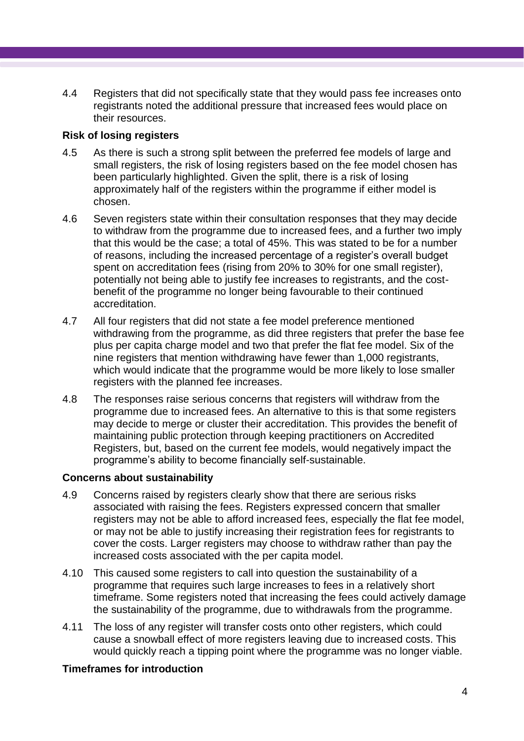4.4 Registers that did not specifically state that they would pass fee increases onto registrants noted the additional pressure that increased fees would place on their resources.

**Risk of losing registers**

4.5 As there is such a strong split between the preferred fee models of large and small registers, the risk of losing registers based on the fee model chosen has been particularly highlighted. Given the split, there is a risk of losing approximately half of the registers within the programme if either model is chosen.

4.6 Seven registers state within their consultation responses that they may decide to withdraw from the programme due to increased fees, and a further two imply that this would be the case; a total of 45%. This was stated to be for a number of reasons, including the increased percentage of a register's overall budget spent on accreditation fees (rising from 20% to 30% for one small register), potentially not being able to justify fee increases to registrants, and the cost-benefit of the programme no longer being favourable to their continued accreditation.

4.7 All four registers that did not state a fee model preference mentioned withdrawing from the programme, as did three registers that prefer the base fee plus per capita charge model and two that prefer the flat fee model. Six of the nine registers that mention withdrawing have fewer than 1,000 registrants, which would indicate that the programme would be more likely to lose smaller registers with the planned fee increases.

4.8 The responses raise serious concerns that registers will withdraw from the programme due to increased fees. An alternative to this is that some registers may decide to merge or cluster their accreditation. This provides the benefit of maintaining public protection through keeping practitioners on Accredited Registers, but, based on the current fee models, would negatively impact the programme's ability to become financially self-sustainable.

**Concerns about sustainability**

4.9 Concerns raised by registers clearly show that there are serious risks associated with raising the fees. Registers expressed concern that smaller registers may not be able to afford increased fees, especially the flat fee model, or may not be able to justify increasing their registration fees for registrants to cover the costs. Larger registers may choose to withdraw rather than pay the increased costs associated with the per capita model.

4.10 This caused some registers to call into question the sustainability of a programme that requires such large increases to fees in a relatively short timeframe. Some registers noted that increasing the fees could actively damage the sustainability of the programme, due to withdrawals from the programme.

4.11 The loss of any register will transfer costs onto other registers, which could cause a snowball effect of more registers leaving due to increased costs. This would quickly reach a tipping point where the programme was no longer viable.

**Timeframes for introduction**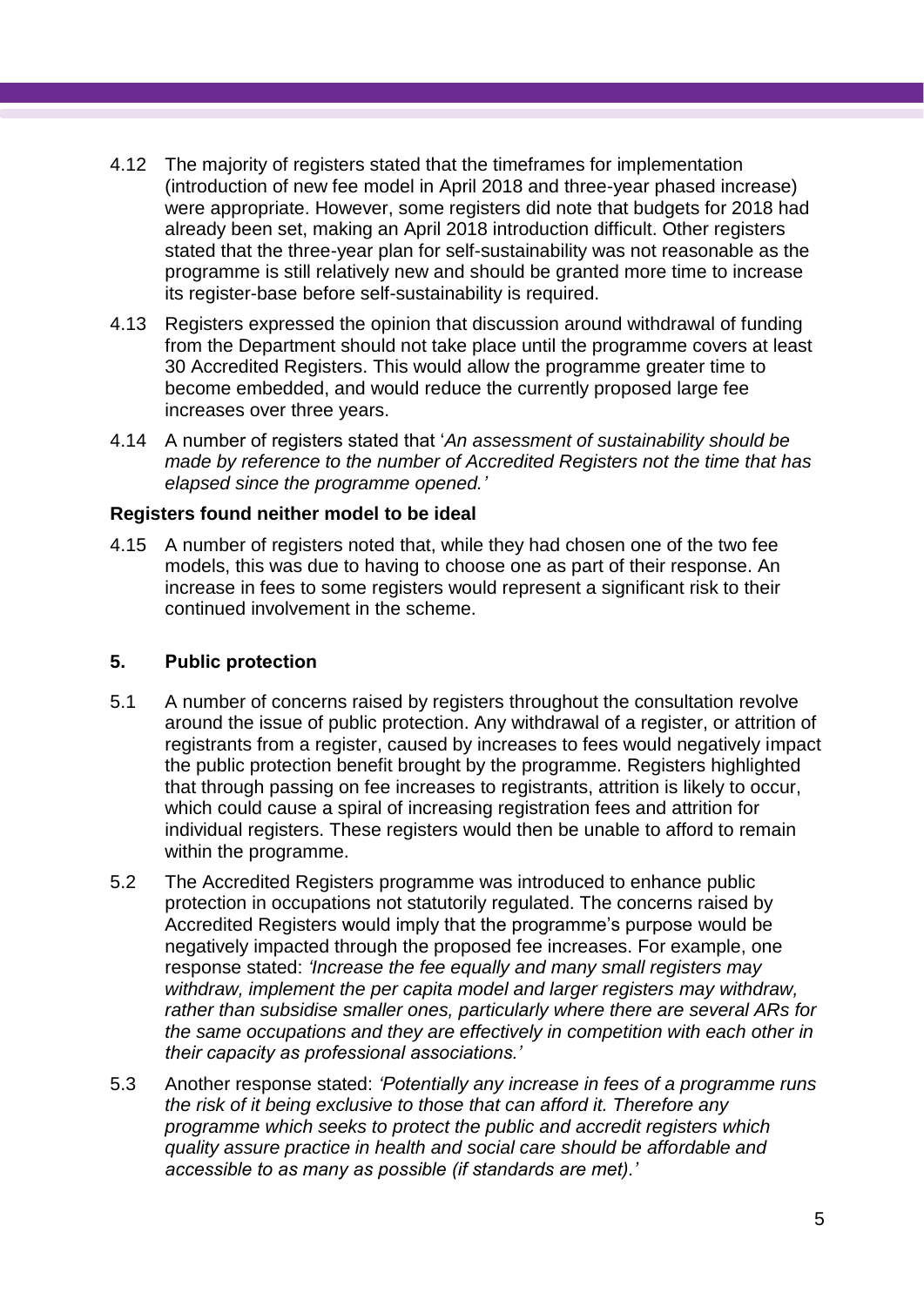4.12 The majority of registers stated that the timeframes for implementation (introduction of new fee model in April 2018 and three-year phased increase) were appropriate. However, some registers did note that budgets for 2018 had already been set, making an April 2018 introduction difficult. Other registers stated that the three-year plan for self-sustainability was not reasonable as the programme is still relatively new and should be granted more time to increase its register-base before self-sustainability is required.

4.13 Registers expressed the opinion that discussion around withdrawal of funding from the Department should not take place until the programme covers at least 30 Accredited Registers. This would allow the programme greater time to become embedded, and would reduce the currently proposed large fee increases over three years.

4.14 A number of registers stated that '*An assessment of sustainability should be made by reference to the number of Accredited Registers not the time that has elapsed since the programme opened.'*

**Registers found neither model to be ideal**

4.15 A number of registers noted that, while they had chosen one of the two fee models, this was due to having to choose one as part of their response. An increase in fees to some registers would represent a significant risk to their continued involvement in the scheme.

## 5. Public protection

5.1 A number of concerns raised by registers throughout the consultation revolve around the issue of public protection. Any withdrawal of a register, or attrition of registrants from a register, caused by increases to fees would negatively impact the public protection benefit brought by the programme. Registers highlighted that through passing on fee increases to registrants, attrition is likely to occur, which could cause a spiral of increasing registration fees and attrition for individual registers. These registers would then be unable to afford to remain within the programme.

5.2 The Accredited Registers programme was introduced to enhance public protection in occupations not statutorily regulated. The concerns raised by Accredited Registers would imply that the programme's purpose would be negatively impacted through the proposed fee increases. For example, one response stated: *'Increase the fee equally and many small registers may withdraw, implement the per capita model and larger registers may withdraw, rather than subsidise smaller ones, particularly where there are several ARs for the same occupations and they are effectively in competition with each other in their capacity as professional associations.'*

5.3 Another response stated: *'Potentially any increase in fees of a programme runs the risk of it being exclusive to those that can afford it. Therefore any programme which seeks to protect the public and accredit registers which quality assure practice in health and social care should be affordable and accessible to as many as possible (if standards are met).'*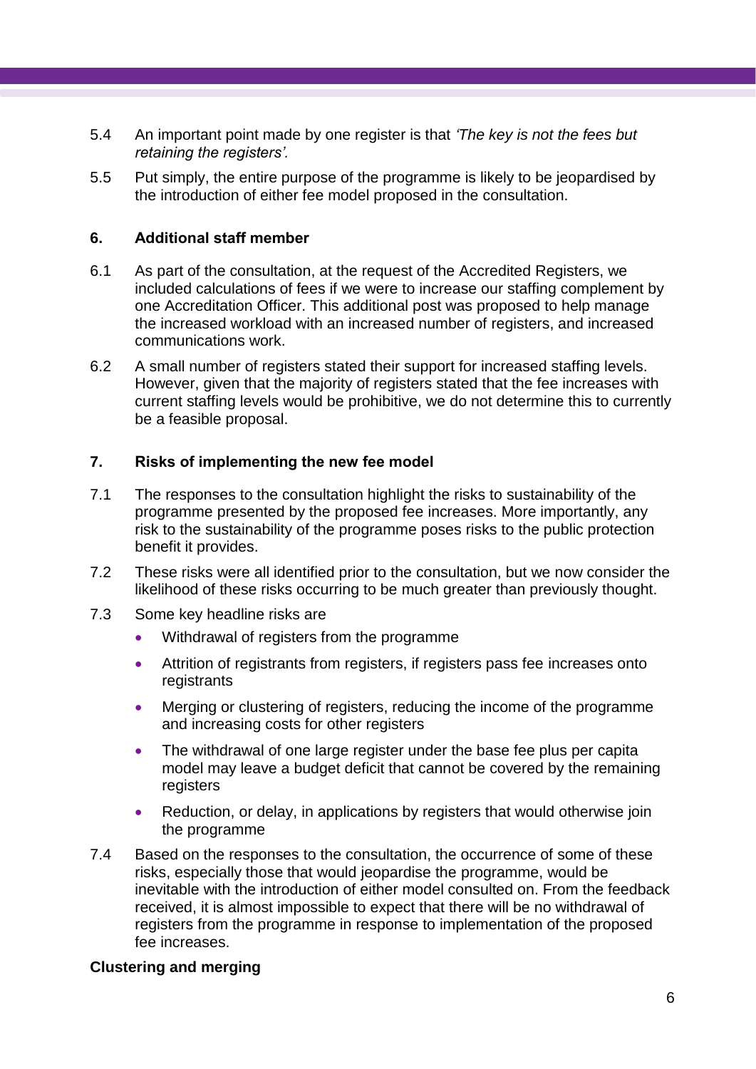5.4 An important point made by one register is that *'The key is not the fees but retaining the registers'.*

5.5 Put simply, the entire purpose of the programme is likely to be jeopardised by the introduction of either fee model proposed in the consultation.

## 6. Additional staff member

6.1 As part of the consultation, at the request of the Accredited Registers, we included calculations of fees if we were to increase our staffing complement by one Accreditation Officer. This additional post was proposed to help manage the increased workload with an increased number of registers, and increased communications work.

6.2 A small number of registers stated their support for increased staffing levels. However, given that the majority of registers stated that the fee increases with current staffing levels would be prohibitive, we do not determine this to currently be a feasible proposal.

## 7. Risks of implementing the new fee model

7.1 The responses to the consultation highlight the risks to sustainability of the programme presented by the proposed fee increases. More importantly, any risk to the sustainability of the programme poses risks to the public protection benefit it provides.

7.2 These risks were all identified prior to the consultation, but we now consider the likelihood of these risks occurring to be much greater than previously thought.

7.3 Some key headline risks are

- Withdrawal of registers from the programme
- Attrition of registrants from registers, if registers pass fee increases onto registrants
- Merging or clustering of registers, reducing the income of the programme and increasing costs for other registers
- The withdrawal of one large register under the base fee plus per capita model may leave a budget deficit that cannot be covered by the remaining registers
- Reduction, or delay, in applications by registers that would otherwise join the programme

7.4 Based on the responses to the consultation, the occurrence of some of these risks, especially those that would jeopardise the programme, would be inevitable with the introduction of either model consulted on. From the feedback received, it is almost impossible to expect that there will be no withdrawal of registers from the programme in response to implementation of the proposed fee increases.

### Clustering and merging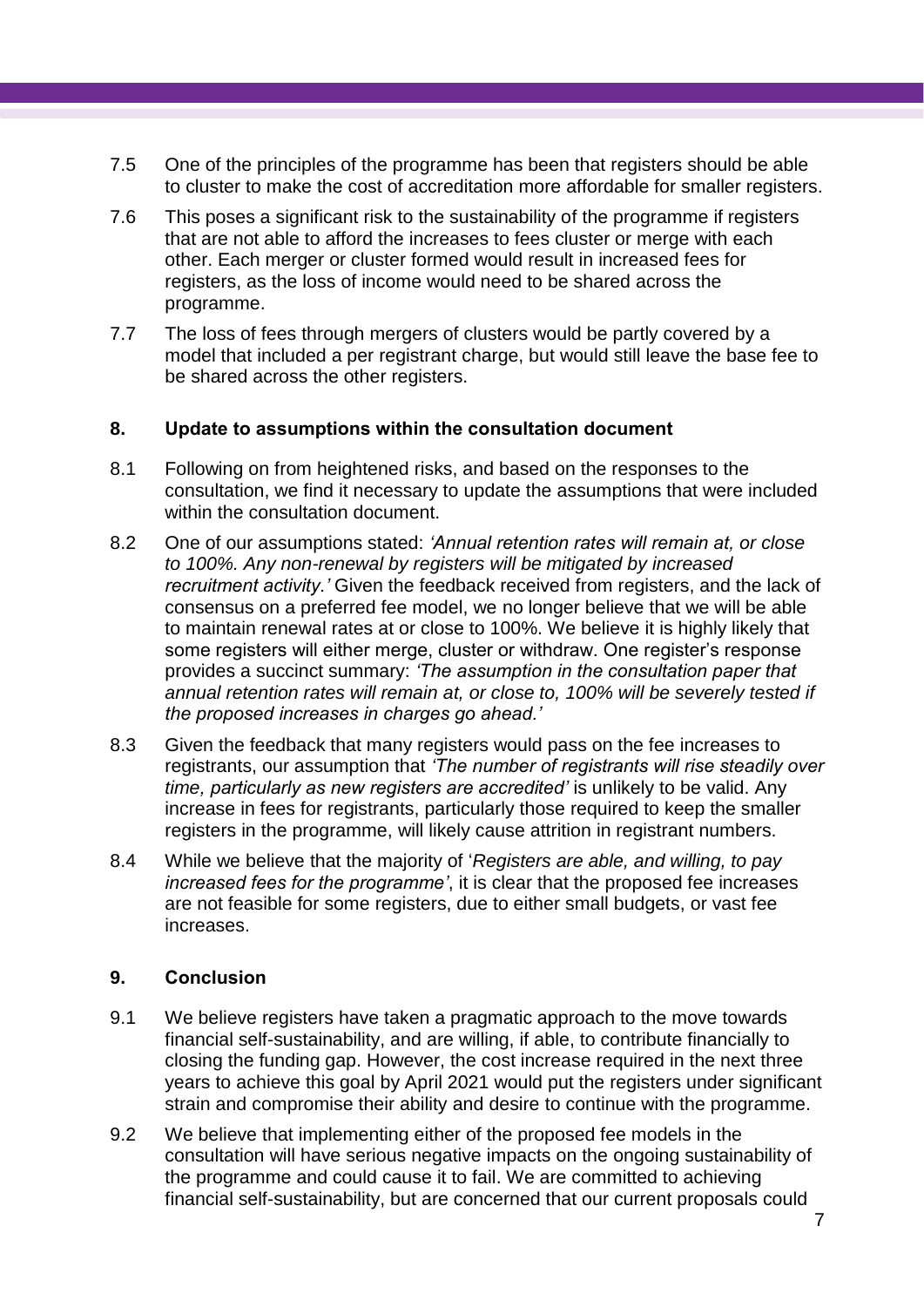7.5 One of the principles of the programme has been that registers should be able to cluster to make the cost of accreditation more affordable for smaller registers.

7.6 This poses a significant risk to the sustainability of the programme if registers that are not able to afford the increases to fees cluster or merge with each other. Each merger or cluster formed would result in increased fees for registers, as the loss of income would need to be shared across the programme.

7.7 The loss of fees through mergers of clusters would be partly covered by a model that included a per registrant charge, but would still leave the base fee to be shared across the other registers.

## 8. Update to assumptions within the consultation document

8.1 Following on from heightened risks, and based on the responses to the consultation, we find it necessary to update the assumptions that were included within the consultation document.

8.2 One of our assumptions stated: *'Annual retention rates will remain at, or close to 100%. Any non-renewal by registers will be mitigated by increased recruitment activity.'* Given the feedback received from registers, and the lack of consensus on a preferred fee model, we no longer believe that we will be able to maintain renewal rates at or close to 100%. We believe it is highly likely that some registers will either merge, cluster or withdraw. One register's response provides a succinct summary: *'The assumption in the consultation paper that annual retention rates will remain at, or close to, 100% will be severely tested if the proposed increases in charges go ahead.'*

8.3 Given the feedback that many registers would pass on the fee increases to registrants, our assumption that *'The number of registrants will rise steadily over time, particularly as new registers are accredited'* is unlikely to be valid. Any increase in fees for registrants, particularly those required to keep the smaller registers in the programme, will likely cause attrition in registrant numbers.

8.4 While we believe that the majority of '*Registers are able, and willing, to pay increased fees for the programme'*, it is clear that the proposed fee increases are not feasible for some registers, due to either small budgets, or vast fee increases.

## 9. Conclusion

9.1 We believe registers have taken a pragmatic approach to the move towards financial self-sustainability, and are willing, if able, to contribute financially to closing the funding gap. However, the cost increase required in the next three years to achieve this goal by April 2021 would put the registers under significant strain and compromise their ability and desire to continue with the programme.

9.2 We believe that implementing either of the proposed fee models in the consultation will have serious negative impacts on the ongoing sustainability of the programme and could cause it to fail. We are committed to achieving financial self-sustainability, but are concerned that our current proposals could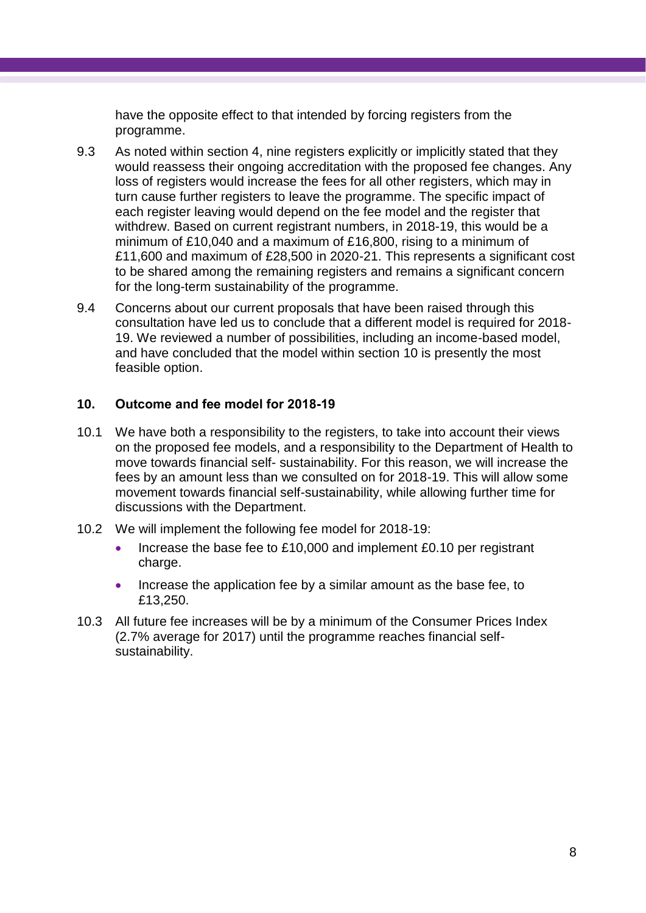have the opposite effect to that intended by forcing registers from the programme.

9.3 As noted within section 4, nine registers explicitly or implicitly stated that they would reassess their ongoing accreditation with the proposed fee changes. Any loss of registers would increase the fees for all other registers, which may in turn cause further registers to leave the programme. The specific impact of each register leaving would depend on the fee model and the register that withdrew. Based on current registrant numbers, in 2018-19, this would be a minimum of £10,040 and a maximum of £16,800, rising to a minimum of £11,600 and maximum of £28,500 in 2020-21. This represents a significant cost to be shared among the remaining registers and remains a significant concern for the long-term sustainability of the programme.

9.4 Concerns about our current proposals that have been raised through this consultation have led us to conclude that a different model is required for 2018-19. We reviewed a number of possibilities, including an income-based model, and have concluded that the model within section 10 is presently the most feasible option.

## 10. Outcome and fee model for 2018-19

10.1 We have both a responsibility to the registers, to take into account their views on the proposed fee models, and a responsibility to the Department of Health to move towards financial self- sustainability. For this reason, we will increase the fees by an amount less than we consulted on for 2018-19. This will allow some movement towards financial self-sustainability, while allowing further time for discussions with the Department.

10.2 We will implement the following fee model for 2018-19:

- Increase the base fee to £10,000 and implement £0.10 per registrant charge.
- Increase the application fee by a similar amount as the base fee, to £13,250.

10.3 All future fee increases will be by a minimum of the Consumer Prices Index (2.7% average for 2017) until the programme reaches financial self-sustainability.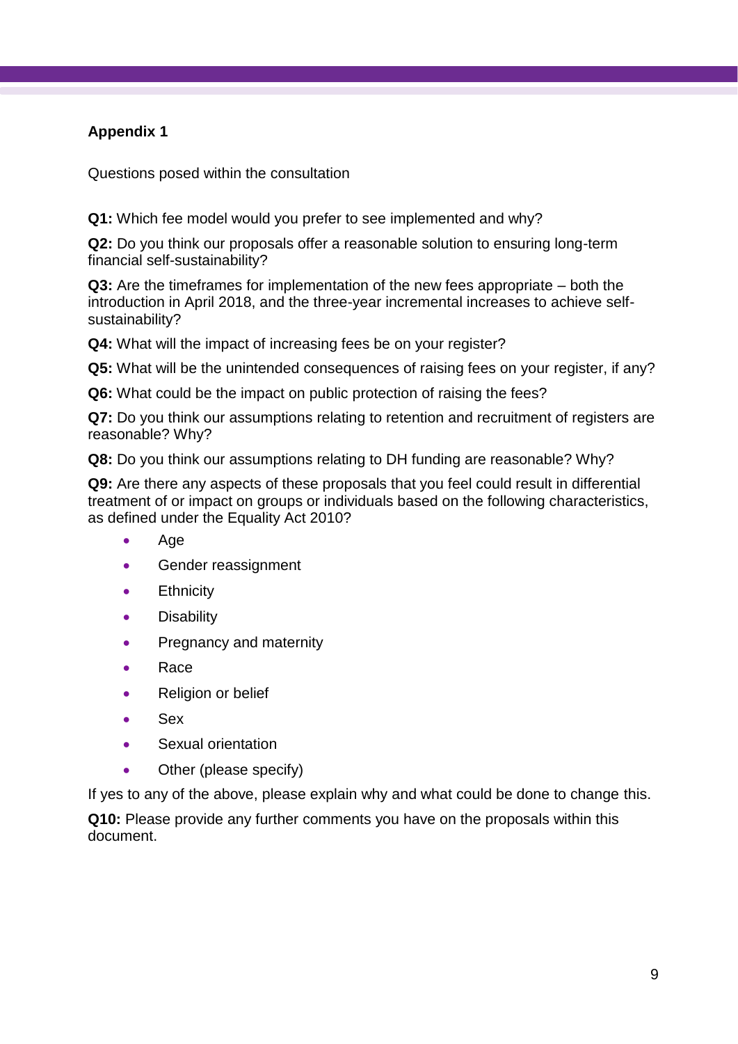## Appendix 1

Questions posed within the consultation

**Q1:** Which fee model would you prefer to see implemented and why?

**Q2:** Do you think our proposals offer a reasonable solution to ensuring long-term financial self-sustainability?

**Q3:** Are the timeframes for implementation of the new fees appropriate – both the introduction in April 2018, and the three-year incremental increases to achieve self-sustainability?

**Q4:** What will the impact of increasing fees be on your register?

**Q5:** What will be the unintended consequences of raising fees on your register, if any?

**Q6:** What could be the impact on public protection of raising the fees?

**Q7:** Do you think our assumptions relating to retention and recruitment of registers are reasonable? Why?

**Q8:** Do you think our assumptions relating to DH funding are reasonable? Why?

**Q9:** Are there any aspects of these proposals that you feel could result in differential treatment of or impact on groups or individuals based on the following characteristics, as defined under the Equality Act 2010?

- Age
- Gender reassignment
- Ethnicity
- Disability
- Pregnancy and maternity
- Race
- Religion or belief
- Sex
- Sexual orientation
- Other (please specify)

If yes to any of the above, please explain why and what could be done to change this.

**Q10:** Please provide any further comments you have on the proposals within this document.